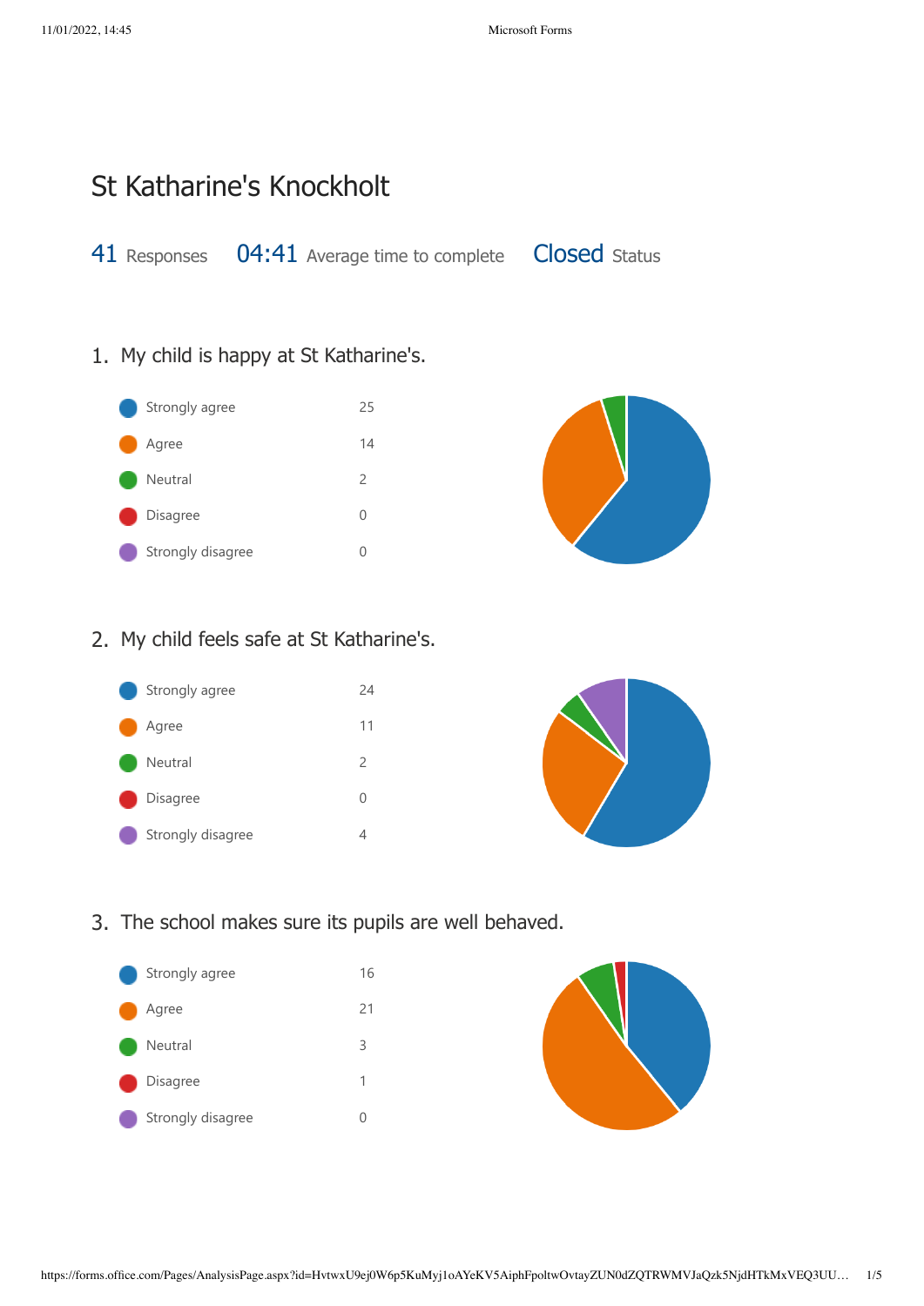# St Katharine's Knockholt

41 Responses | 04:41 Average time to complete | Closed Status

## 1. My child is happy at St Katharine's.

| Response | Count |
| --- | --- |
| Strongly agree | 25 |
| Agree | 14 |
| Neutral | 2 |
| Disagree | 0 |
| Strongly disagree | 0 |

## 2. My child feels safe at St Katharine's.

| Response | Count |
| --- | --- |
| Strongly agree | 24 |
| Agree | 11 |
| Neutral | 2 |
| Disagree | 0 |
| Strongly disagree | 4 |

## 3. The school makes sure its pupils are well behaved.

| Response | Count |
| --- | --- |
| Strongly agree | 16 |
| Agree | 21 |
| Neutral | 3 |
| Disagree | 1 |
| Strongly disagree | 0 |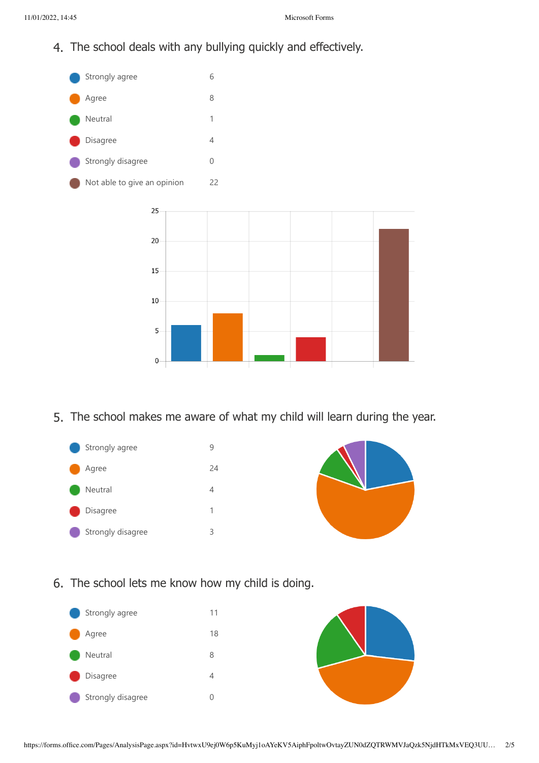4. The school deals with any bullying quickly and effectively.

| Response | Count |
|---|---|
| Strongly agree | 6 |
| Agree | 8 |
| Neutral | 1 |
| Disagree | 4 |
| Strongly disagree | 0 |
| Not able to give an opinion | 22 |

5. The school makes me aware of what my child will learn during the year.

| Response | Count |
|---|---|
| Strongly agree | 9 |
| Agree | 24 |
| Neutral | 4 |
| Disagree | 1 |
| Strongly disagree | 3 |

6. The school lets me know how my child is doing.

| Response | Count |
|---|---|
| Strongly agree | 11 |
| Agree | 18 |
| Neutral | 8 |
| Disagree | 4 |
| Strongly disagree | 0 |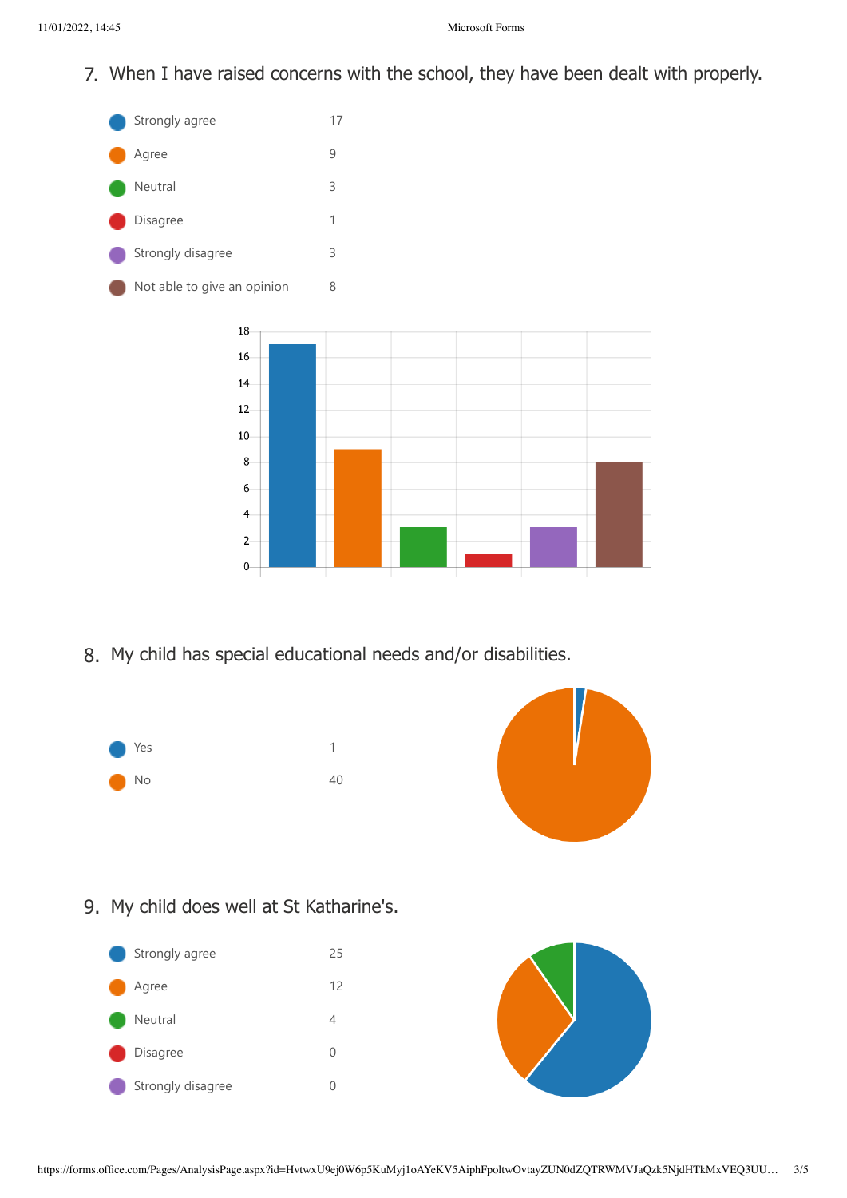## 7. When I have raised concerns with the school, they have been dealt with properly.

| Response | Count |
|---|---|
| Strongly agree | 17 |
| Agree | 9 |
| Neutral | 3 |
| Disagree | 1 |
| Strongly disagree | 3 |
| Not able to give an opinion | 8 |

## 8. My child has special educational needs and/or disabilities.

| Response | Count |
|---|---|
| Yes | 1 |
| No | 40 |

## 9. My child does well at St Katharine's.

| Response | Count |
|---|---|
| Strongly agree | 25 |
| Agree | 12 |
| Neutral | 4 |
| Disagree | 0 |
| Strongly disagree | 0 |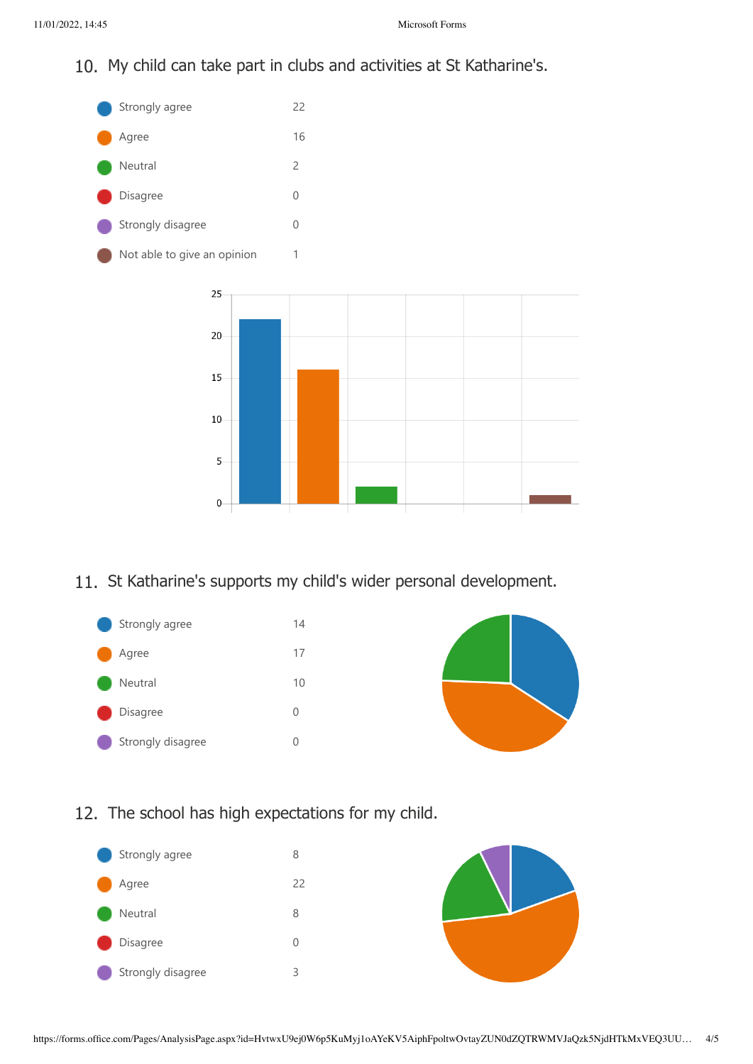## 10. My child can take part in clubs and activities at St Katharine's.

| Response | Count |
| --- | --- |
| Strongly agree | 22 |
| Agree | 16 |
| Neutral | 2 |
| Disagree | 0 |
| Strongly disagree | 0 |
| Not able to give an opinion | 1 |

## 11. St Katharine's supports my child's wider personal development.

| Response | Count |
| --- | --- |
| Strongly agree | 14 |
| Agree | 17 |
| Neutral | 10 |
| Disagree | 0 |
| Strongly disagree | 0 |

## 12. The school has high expectations for my child.

| Response | Count |
| --- | --- |
| Strongly agree | 8 |
| Agree | 22 |
| Neutral | 8 |
| Disagree | 0 |
| Strongly disagree | 3 |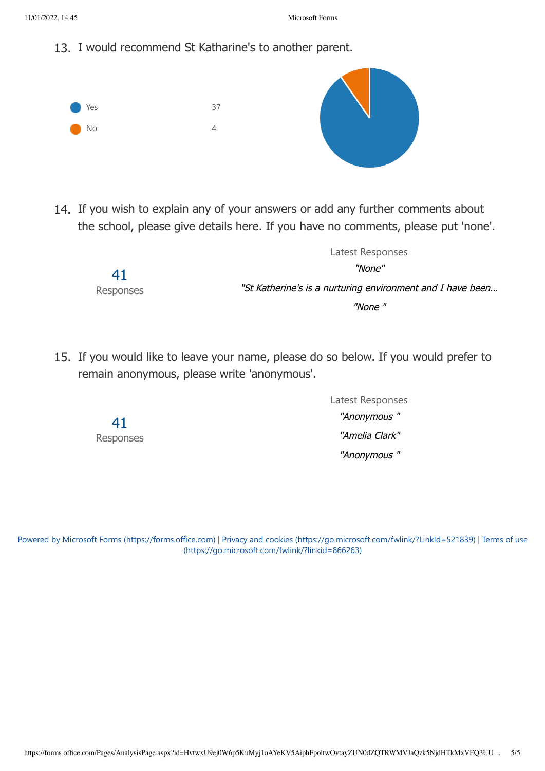13. I would recommend St Katharine's to another parent.

Yes 37

No 4

14. If you wish to explain any of your answers or add any further comments about the school, please give details here. If you have no comments, please put 'none'.

41

Responses

Latest Responses

*"None"*

*"St Katherine's is a nurturing environment and I have been...*

*"None "*

15. If you would like to leave your name, please do so below. If you would prefer to remain anonymous, please write 'anonymous'.

41

Responses

Latest Responses

*"Anonymous "*

*"Amelia Clark"*

*"Anonymous "*

Powered by Microsoft Forms (https://forms.office.com) | Privacy and cookies (https://go.microsoft.com/fwlink/?LinkId=521839) | Terms of use (https://go.microsoft.com/fwlink/?linkid=866263)